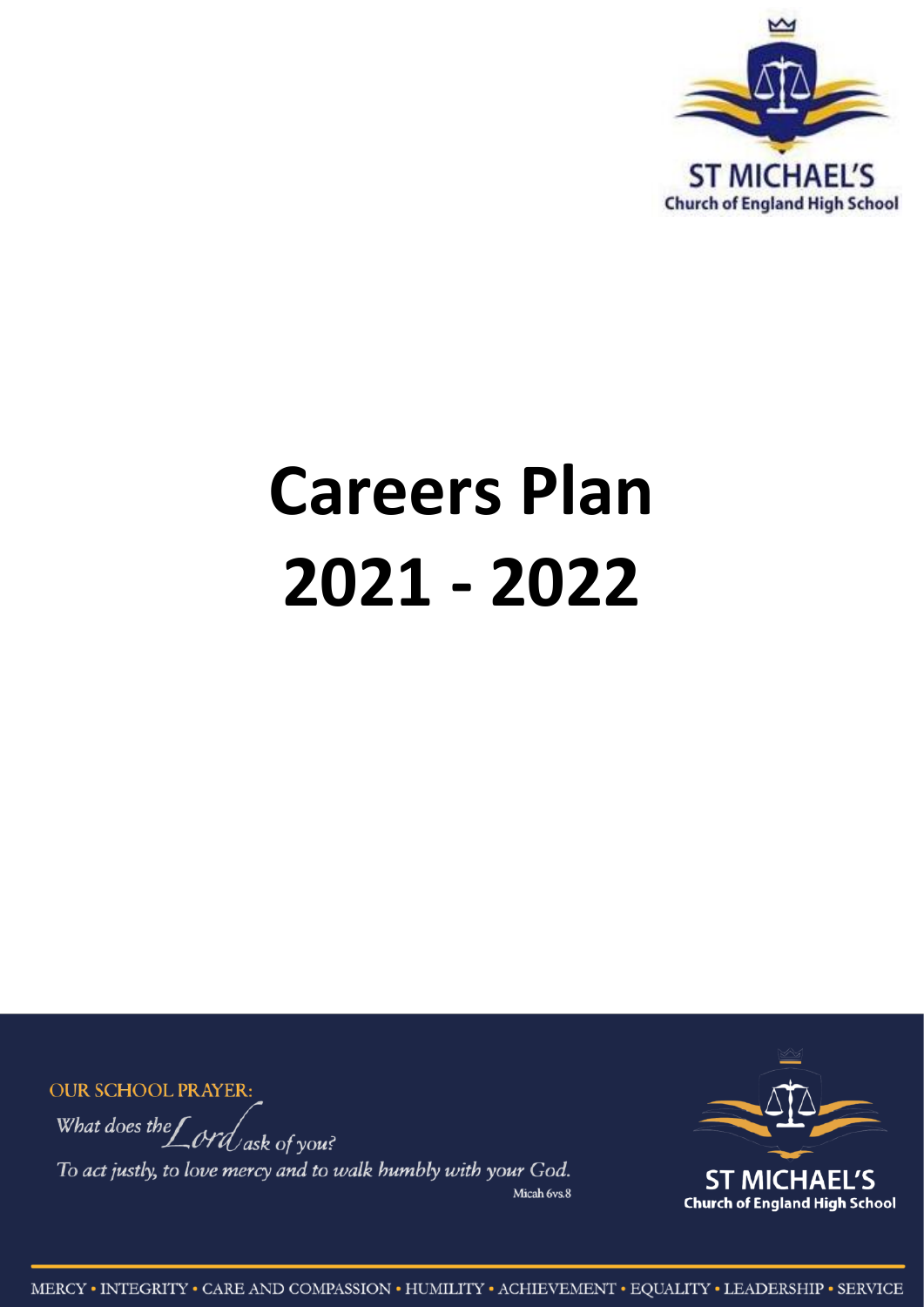ST MICHAEL'S
Church of England High School

# Careers Plan 2021 - 2022

OUR SCHOOL PRAYER:

*What does the Lord ask of you?*
*To act justly, to love mercy and to walk humbly with your God.*
Micah 6vs.8

ST MICHAEL'S
Church of England High School

MERCY • INTEGRITY • CARE AND COMPASSION • HUMILITY • ACHIEVEMENT • EQUALITY • LEADERSHIP • SERVICE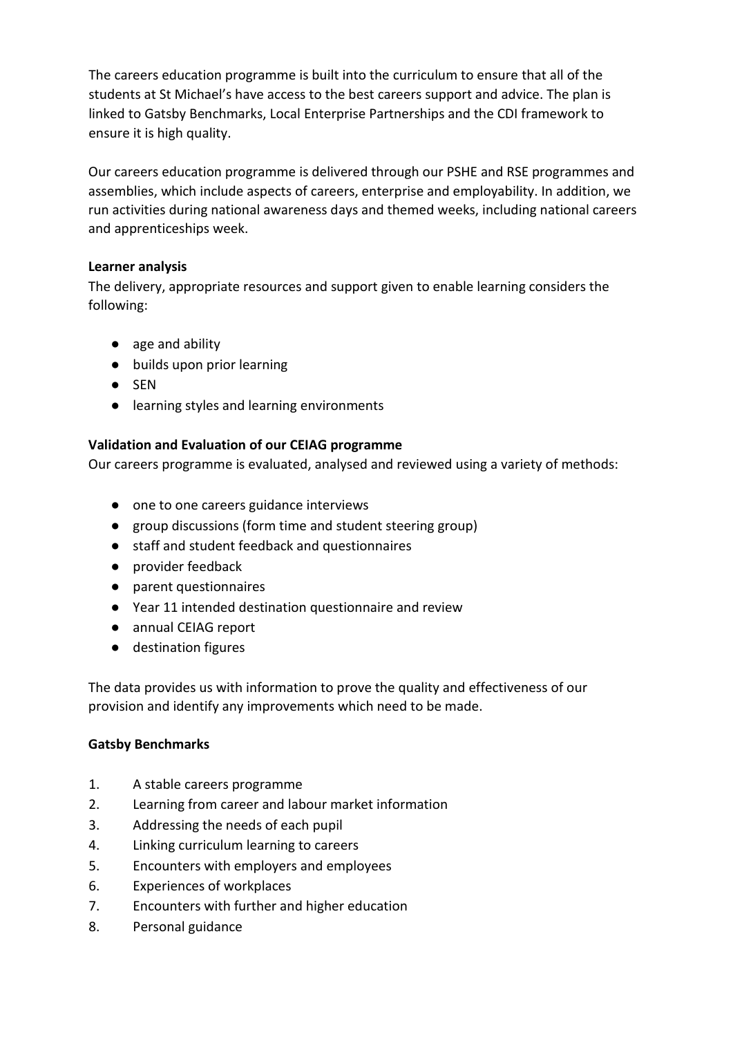The careers education programme is built into the curriculum to ensure that all of the students at St Michael's have access to the best careers support and advice. The plan is linked to Gatsby Benchmarks, Local Enterprise Partnerships and the CDI framework to ensure it is high quality.

Our careers education programme is delivered through our PSHE and RSE programmes and assemblies, which include aspects of careers, enterprise and employability. In addition, we run activities during national awareness days and themed weeks, including national careers and apprenticeships week.

**Learner analysis**

The delivery, appropriate resources and support given to enable learning considers the following:

- age and ability
- builds upon prior learning
- SEN
- learning styles and learning environments

**Validation and Evaluation of our CEIAG programme**

Our careers programme is evaluated, analysed and reviewed using a variety of methods:

- one to one careers guidance interviews
- group discussions (form time and student steering group)
- staff and student feedback and questionnaires
- provider feedback
- parent questionnaires
- Year 11 intended destination questionnaire and review
- annual CEIAG report
- destination figures

The data provides us with information to prove the quality and effectiveness of our provision and identify any improvements which need to be made.

**Gatsby Benchmarks**

1. A stable careers programme
2. Learning from career and labour market information
3. Addressing the needs of each pupil
4. Linking curriculum learning to careers
5. Encounters with employers and employees
6. Experiences of workplaces
7. Encounters with further and higher education
8. Personal guidance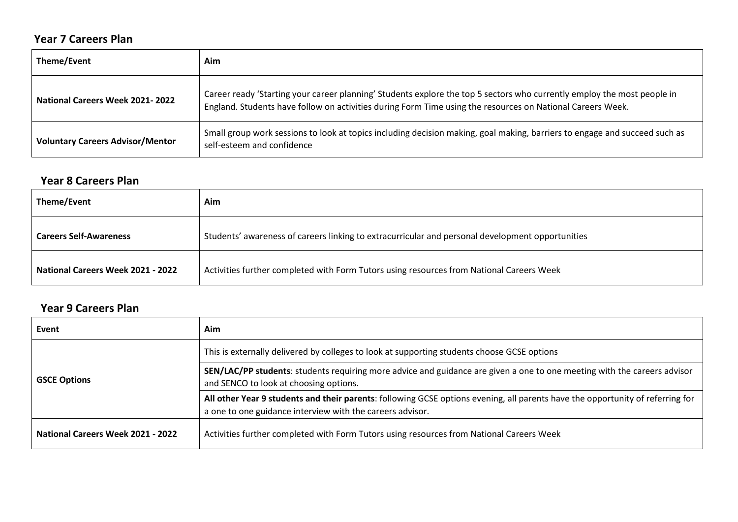## Year 7 Careers Plan

| Theme/Event | Aim |
|---|---|
| **National Careers Week 2021- 2022** | Career ready 'Starting your career planning' Students explore the top 5 sectors who currently employ the most people in England. Students have follow on activities during Form Time using the resources on National Careers Week. |
| **Voluntary Careers Advisor/Mentor** | Small group work sessions to look at topics including decision making, goal making, barriers to engage and succeed such as self-esteem and confidence |

## Year 8 Careers Plan

| Theme/Event | Aim |
|---|---|
| **Careers Self-Awareness** | Students' awareness of careers linking to extracurricular and personal development opportunities |
| **National Careers Week 2021 - 2022** | Activities further completed with Form Tutors using resources from National Careers Week |

## Year 9 Careers Plan

| Event | Aim |
|---|---|
| **GSCE Options** | This is externally delivered by colleges to look at supporting students choose GCSE options |
| | **SEN/LAC/PP students**: students requiring more advice and guidance are given a one to one meeting with the careers advisor and SENCO to look at choosing options. |
| | **All other Year 9 students and their parents**: following GCSE options evening, all parents have the opportunity of referring for a one to one guidance interview with the careers advisor. |
| **National Careers Week 2021 - 2022** | Activities further completed with Form Tutors using resources from National Careers Week |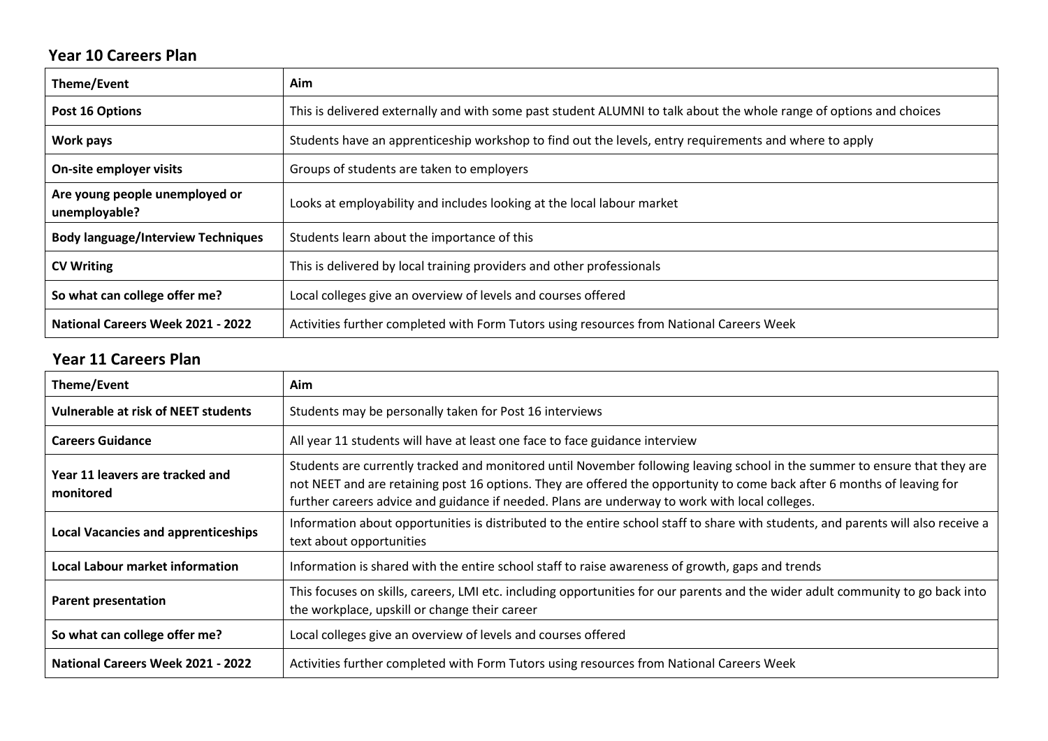## Year 10 Careers Plan

| Theme/Event | Aim |
|---|---|
| **Post 16 Options** | This is delivered externally and with some past student ALUMNI to talk about the whole range of options and choices |
| **Work pays** | Students have an apprenticeship workshop to find out the levels, entry requirements and where to apply |
| **On-site employer visits** | Groups of students are taken to employers |
| **Are young people unemployed or unemployable?** | Looks at employability and includes looking at the local labour market |
| **Body language/Interview Techniques** | Students learn about the importance of this |
| **CV Writing** | This is delivered by local training providers and other professionals |
| **So what can college offer me?** | Local colleges give an overview of levels and courses offered |
| **National Careers Week 2021 - 2022** | Activities further completed with Form Tutors using resources from National Careers Week |

## Year 11 Careers Plan

| Theme/Event | Aim |
|---|---|
| **Vulnerable at risk of NEET students** | Students may be personally taken for Post 16 interviews |
| **Careers Guidance** | All year 11 students will have at least one face to face guidance interview |
| **Year 11 leavers are tracked and monitored** | Students are currently tracked and monitored until November following leaving school in the summer to ensure that they are not NEET and are retaining post 16 options. They are offered the opportunity to come back after 6 months of leaving for further careers advice and guidance if needed. Plans are underway to work with local colleges. |
| **Local Vacancies and apprenticeships** | Information about opportunities is distributed to the entire school staff to share with students, and parents will also receive a text about opportunities |
| **Local Labour market information** | Information is shared with the entire school staff to raise awareness of growth, gaps and trends |
| **Parent presentation** | This focuses on skills, careers, LMI etc. including opportunities for our parents and the wider adult community to go back into the workplace, upskill or change their career |
| **So what can college offer me?** | Local colleges give an overview of levels and courses offered |
| **National Careers Week 2021 - 2022** | Activities further completed with Form Tutors using resources from National Careers Week |